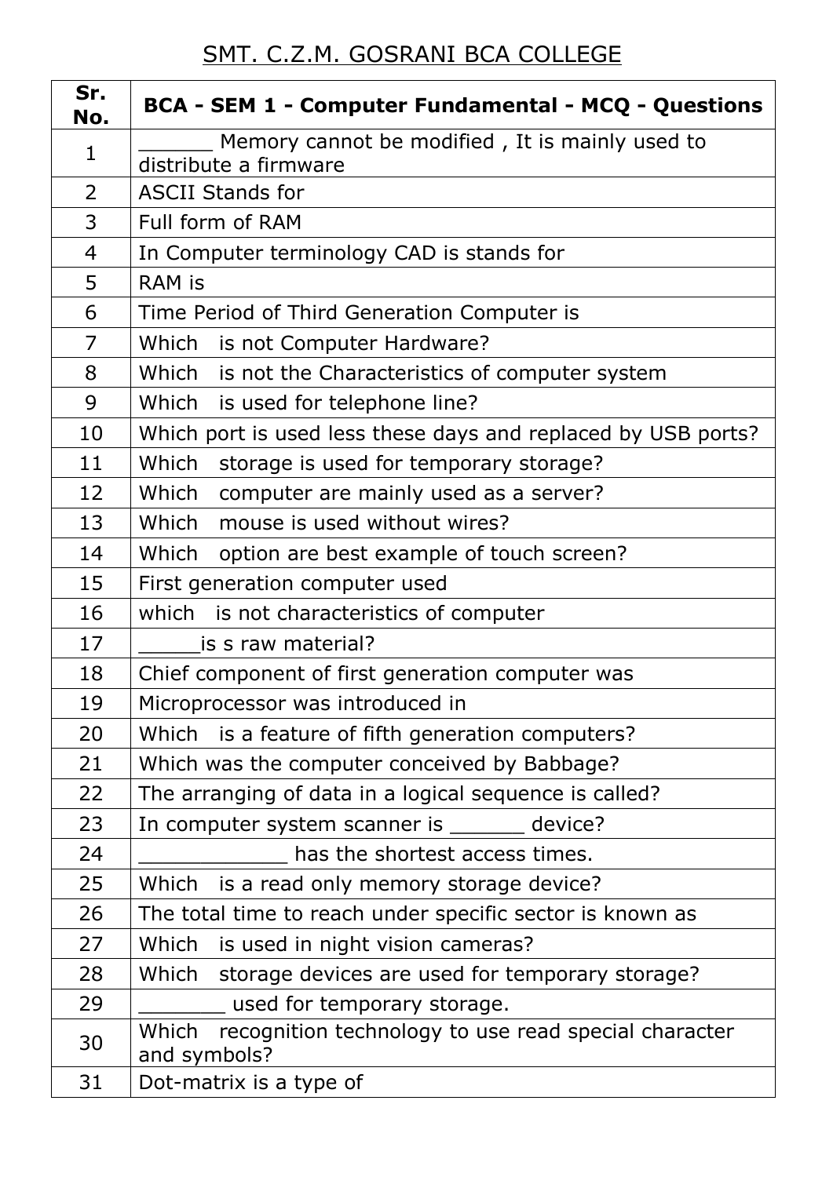# SMT. C.Z.M. GOSRANI BCA COLLEGE

| Sr. No. | BCA - SEM 1 - Computer Fundamental - MCQ - Questions |
|---|---|
| 1 | ______ Memory cannot be modified , It is mainly used to distribute a firmware |
| 2 | ASCII Stands for |
| 3 | Full form of RAM |
| 4 | In Computer terminology CAD is stands for |
| 5 | RAM is |
| 6 | Time Period of Third Generation Computer is |
| 7 | Which is not Computer Hardware? |
| 8 | Which is not the Characteristics of computer system |
| 9 | Which is used for telephone line? |
| 10 | Which port is used less these days and replaced by USB ports? |
| 11 | Which storage is used for temporary storage? |
| 12 | Which computer are mainly used as a server? |
| 13 | Which mouse is used without wires? |
| 14 | Which option are best example of touch screen? |
| 15 | First generation computer used |
| 16 | which is not characteristics of computer |
| 17 | _____is s raw material? |
| 18 | Chief component of first generation computer was |
| 19 | Microprocessor was introduced in |
| 20 | Which is a feature of fifth generation computers? |
| 21 | Which was the computer conceived by Babbage? |
| 22 | The arranging of data in a logical sequence is called? |
| 23 | In computer system scanner is ______ device? |
| 24 | ____________ has the shortest access times. |
| 25 | Which is a read only memory storage device? |
| 26 | The total time to reach under specific sector is known as |
| 27 | Which is used in night vision cameras? |
| 28 | Which storage devices are used for temporary storage? |
| 29 | _______ used for temporary storage. |
| 30 | Which recognition technology to use read special character and symbols? |
| 31 | Dot-matrix is a type of |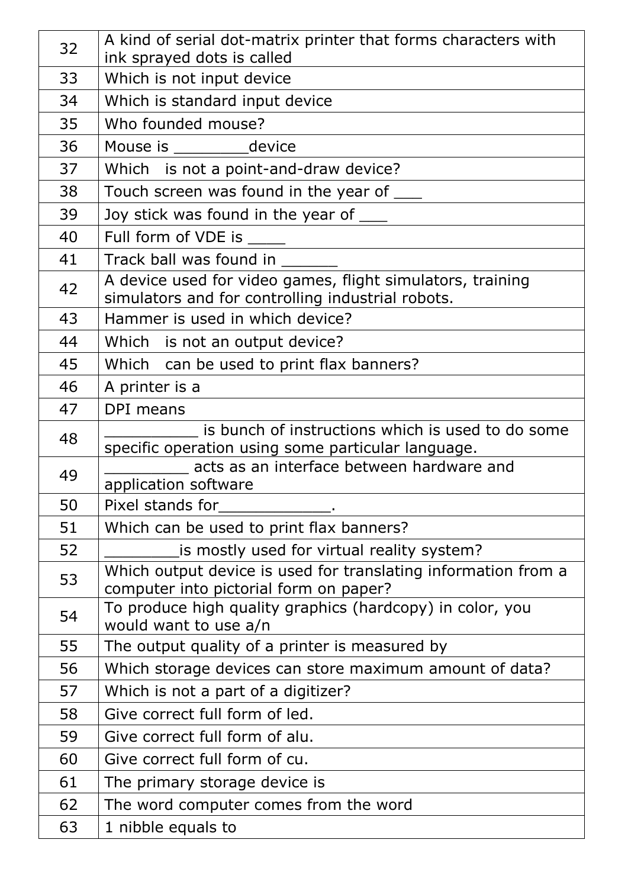| 32 | A kind of serial dot-matrix printer that forms characters with ink sprayed dots is called |
|---|---|
| 33 | Which is not input device |
| 34 | Which is standard input device |
| 35 | Who founded mouse? |
| 36 | Mouse is ________device |
| 37 | Which is not a point-and-draw device? |
| 38 | Touch screen was found in the year of ___ |
| 39 | Joy stick was found in the year of ___ |
| 40 | Full form of VDE is ____ |
| 41 | Track ball was found in ______ |
| 42 | A device used for video games, flight simulators, training simulators and for controlling industrial robots. |
| 43 | Hammer is used in which device? |
| 44 | Which is not an output device? |
| 45 | Which can be used to print flax banners? |
| 46 | A printer is a |
| 47 | DPI means |
| 48 | __________ is bunch of instructions which is used to do some specific operation using some particular language. |
| 49 | _________ acts as an interface between hardware and application software |
| 50 | Pixel stands for____________. |
| 51 | Which can be used to print flax banners? |
| 52 | ________is mostly used for virtual reality system? |
| 53 | Which output device is used for translating information from a computer into pictorial form on paper? |
| 54 | To produce high quality graphics (hardcopy) in color, you would want to use a/n |
| 55 | The output quality of a printer is measured by |
| 56 | Which storage devices can store maximum amount of data? |
| 57 | Which is not a part of a digitizer? |
| 58 | Give correct full form of led. |
| 59 | Give correct full form of alu. |
| 60 | Give correct full form of cu. |
| 61 | The primary storage device is |
| 62 | The word computer comes from the word |
| 63 | 1 nibble equals to |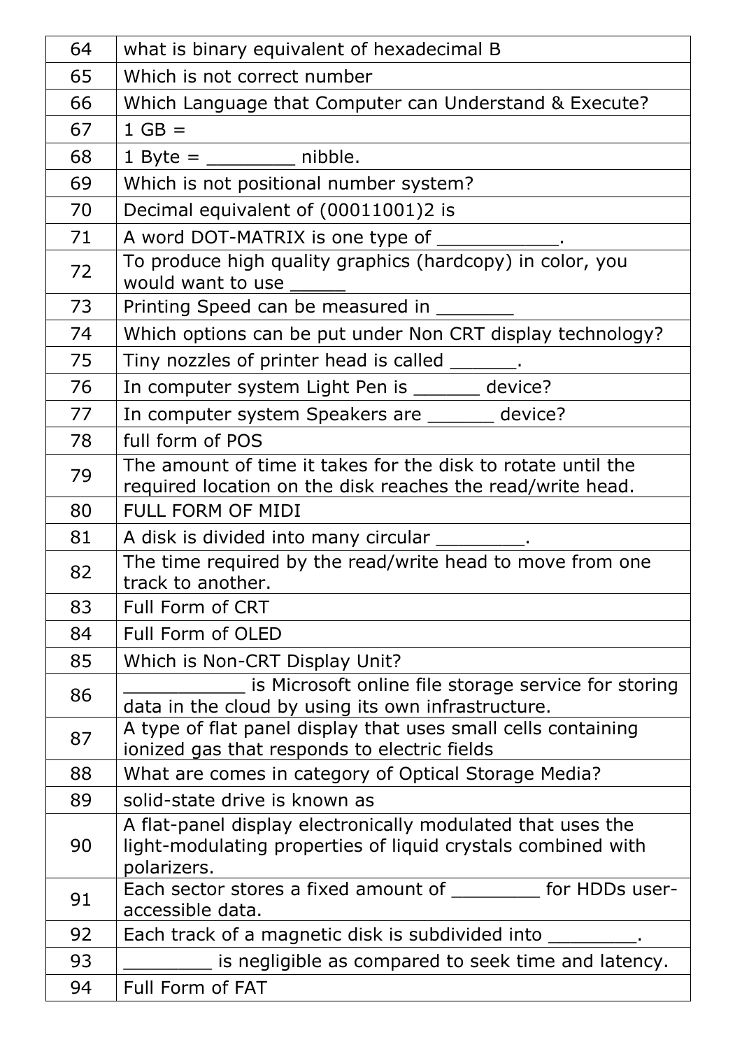| 64 | what is binary equivalent of hexadecimal B |
|---|---|
| 65 | Which is not correct number |
| 66 | Which Language that Computer can Understand & Execute? |
| 67 | 1 GB = |
| 68 | 1 Byte = ________ nibble. |
| 69 | Which is not positional number system? |
| 70 | Decimal equivalent of (00011001)2 is |
| 71 | A word DOT-MATRIX is one type of ___________. |
| 72 | To produce high quality graphics (hardcopy) in color, you would want to use _____ |
| 73 | Printing Speed can be measured in _______ |
| 74 | Which options can be put under Non CRT display technology? |
| 75 | Tiny nozzles of printer head is called ______. |
| 76 | In computer system Light Pen is ______ device? |
| 77 | In computer system Speakers are ______ device? |
| 78 | full form of POS |
| 79 | The amount of time it takes for the disk to rotate until the required location on the disk reaches the read/write head. |
| 80 | FULL FORM OF MIDI |
| 81 | A disk is divided into many circular ________. |
| 82 | The time required by the read/write head to move from one track to another. |
| 83 | Full Form of CRT |
| 84 | Full Form of OLED |
| 85 | Which is Non-CRT Display Unit? |
| 86 | ___________ is Microsoft online file storage service for storing data in the cloud by using its own infrastructure. |
| 87 | A type of flat panel display that uses small cells containing ionized gas that responds to electric fields |
| 88 | What are comes in category of Optical Storage Media? |
| 89 | solid-state drive is known as |
| 90 | A flat-panel display electronically modulated that uses the light-modulating properties of liquid crystals combined with polarizers. |
| 91 | Each sector stores a fixed amount of ________ for HDDs user-accessible data. |
| 92 | Each track of a magnetic disk is subdivided into ________. |
| 93 | ________ is negligible as compared to seek time and latency. |
| 94 | Full Form of FAT |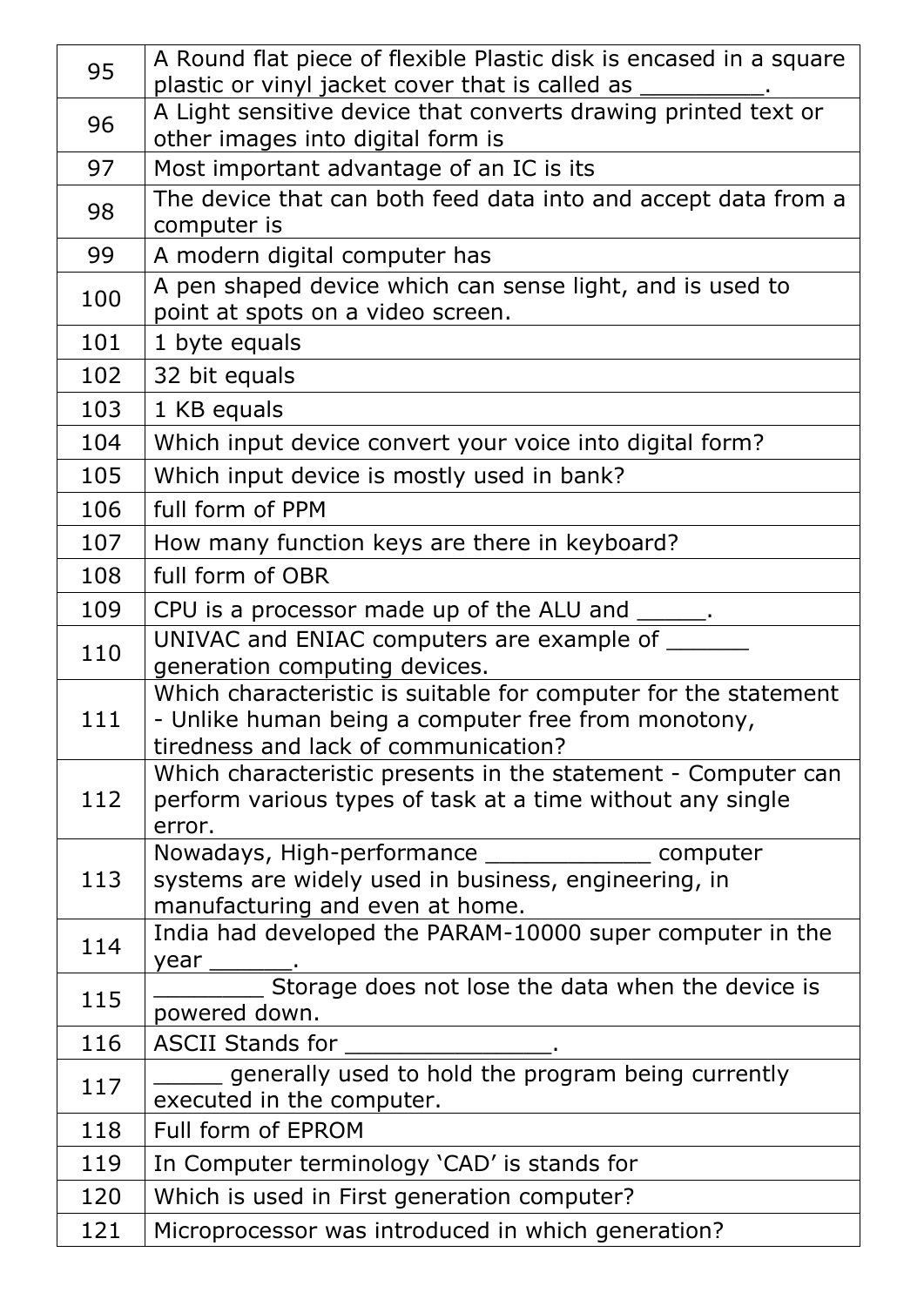| | |
|---|---|
| 95 | A Round flat piece of flexible Plastic disk is encased in a square plastic or vinyl jacket cover that is called as _________. |
| 96 | A Light sensitive device that converts drawing printed text or other images into digital form is |
| 97 | Most important advantage of an IC is its |
| 98 | The device that can both feed data into and accept data from a computer is |
| 99 | A modern digital computer has |
| 100 | A pen shaped device which can sense light, and is used to point at spots on a video screen. |
| 101 | 1 byte equals |
| 102 | 32 bit equals |
| 103 | 1 KB equals |
| 104 | Which input device convert your voice into digital form? |
| 105 | Which input device is mostly used in bank? |
| 106 | full form of PPM |
| 107 | How many function keys are there in keyboard? |
| 108 | full form of OBR |
| 109 | CPU is a processor made up of the ALU and _____. |
| 110 | UNIVAC and ENIAC computers are example of ______ generation computing devices. |
| 111 | Which characteristic is suitable for computer for the statement - Unlike human being a computer free from monotony, tiredness and lack of communication? |
| 112 | Which characteristic presents in the statement - Computer can perform various types of task at a time without any single error. |
| 113 | Nowadays, High-performance ____________ computer systems are widely used in business, engineering, in manufacturing and even at home. |
| 114 | India had developed the PARAM-10000 super computer in the year ______. |
| 115 | ________ Storage does not lose the data when the device is powered down. |
| 116 | ASCII Stands for _______________. |
| 117 | _____ generally used to hold the program being currently executed in the computer. |
| 118 | Full form of EPROM |
| 119 | In Computer terminology 'CAD' is stands for |
| 120 | Which is used in First generation computer? |
| 121 | Microprocessor was introduced in which generation? |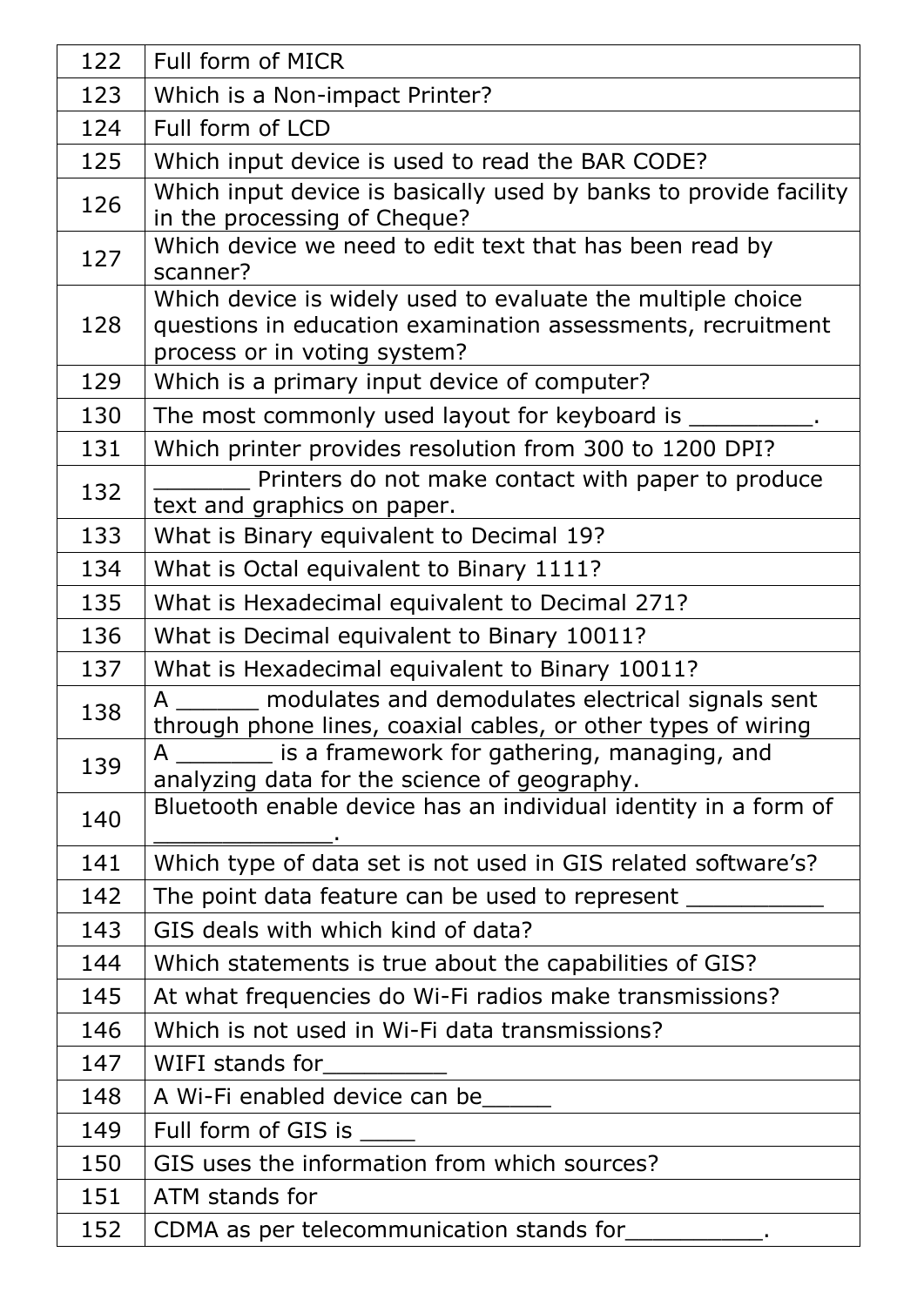| | |
|---|---|
| 122 | Full form of MICR |
| 123 | Which is a Non-impact Printer? |
| 124 | Full form of LCD |
| 125 | Which input device is used to read the BAR CODE? |
| 126 | Which input device is basically used by banks to provide facility in the processing of Cheque? |
| 127 | Which device we need to edit text that has been read by scanner? |
| 128 | Which device is widely used to evaluate the multiple choice questions in education examination assessments, recruitment process or in voting system? |
| 129 | Which is a primary input device of computer? |
| 130 | The most commonly used layout for keyboard is _________. |
| 131 | Which printer provides resolution from 300 to 1200 DPI? |
| 132 | _______ Printers do not make contact with paper to produce text and graphics on paper. |
| 133 | What is Binary equivalent to Decimal 19? |
| 134 | What is Octal equivalent to Binary 1111? |
| 135 | What is Hexadecimal equivalent to Decimal 271? |
| 136 | What is Decimal equivalent to Binary 10011? |
| 137 | What is Hexadecimal equivalent to Binary 10011? |
| 138 | A ______ modulates and demodulates electrical signals sent through phone lines, coaxial cables, or other types of wiring |
| 139 | A _______ is a framework for gathering, managing, and analyzing data for the science of geography. |
| 140 | Bluetooth enable device has an individual identity in a form of _____________. |
| 141 | Which type of data set is not used in GIS related software's? |
| 142 | The point data feature can be used to represent __________ |
| 143 | GIS deals with which kind of data? |
| 144 | Which statements is true about the capabilities of GIS? |
| 145 | At what frequencies do Wi-Fi radios make transmissions? |
| 146 | Which is not used in Wi-Fi data transmissions? |
| 147 | WIFI stands for_________ |
| 148 | A Wi-Fi enabled device can be_____ |
| 149 | Full form of GIS is ____ |
| 150 | GIS uses the information from which sources? |
| 151 | ATM stands for |
| 152 | CDMA as per telecommunication stands for__________. |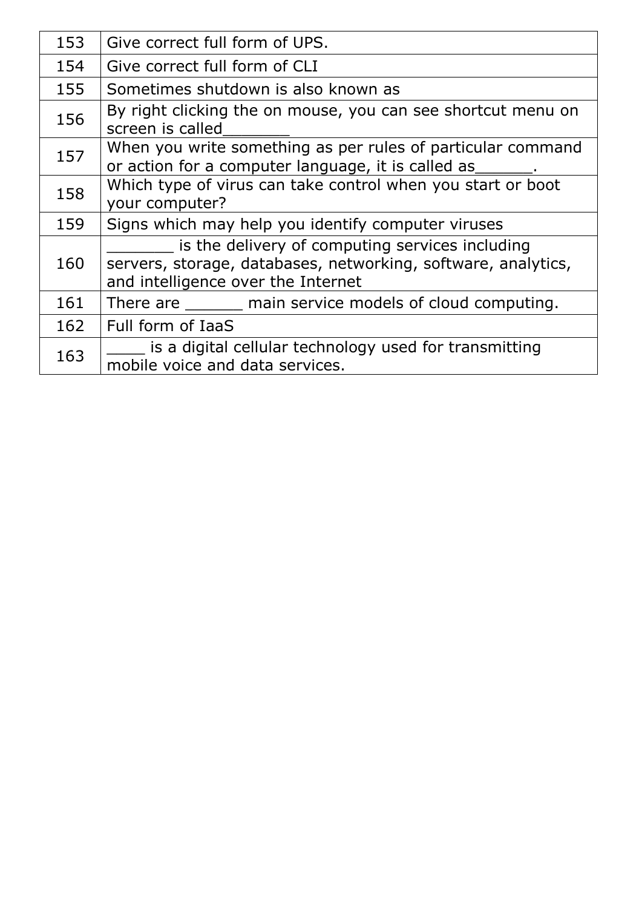| | |
|---|---|
| 153 | Give correct full form of UPS. |
| 154 | Give correct full form of CLI |
| 155 | Sometimes shutdown is also known as |
| 156 | By right clicking the on mouse, you can see shortcut menu on screen is called_______ |
| 157 | When you write something as per rules of particular command or action for a computer language, it is called as______. |
| 158 | Which type of virus can take control when you start or boot your computer? |
| 159 | Signs which may help you identify computer viruses |
| 160 | _______ is the delivery of computing services including servers, storage, databases, networking, software, analytics, and intelligence over the Internet |
| 161 | There are ______ main service models of cloud computing. |
| 162 | Full form of IaaS |
| 163 | ____ is a digital cellular technology used for transmitting mobile voice and data services. |